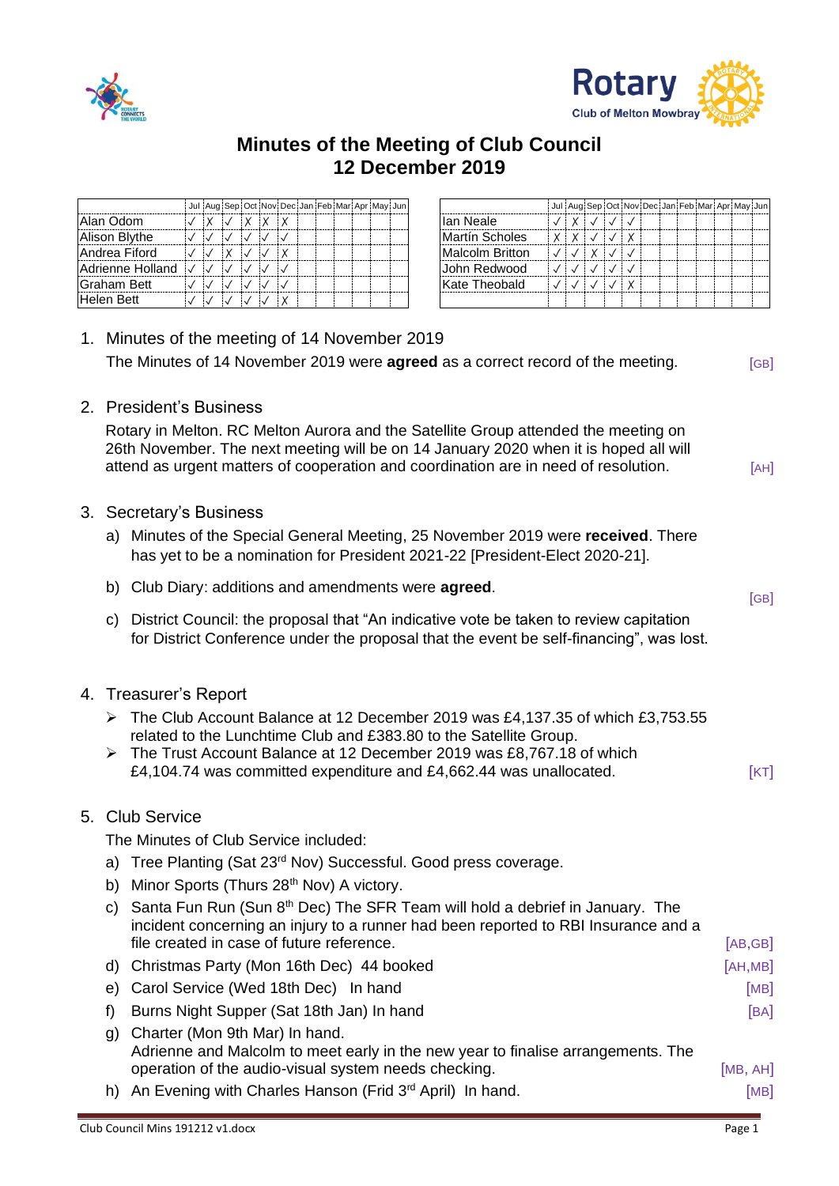# Minutes of the Meeting of Club Council
## 12 December 2019

| | Jul | Aug | Sep | Oct | Nov | Dec | Jan | Feb | Mar | Apr | May | Jun |
|---|---|---|---|---|---|---|---|---|---|---|---|---|
| Alan Odom | ✓ | X | ✓ | X | X | X | | | | | | |
| Alison Blythe | ✓ | ✓ | ✓ | ✓ | ✓ | ✓ | | | | | | |
| Andrea Fiford | ✓ | ✓ | X | ✓ | ✓ | X | | | | | | |
| Adrienne Holland | ✓ | ✓ | ✓ | ✓ | ✓ | ✓ | | | | | | |
| Graham Bett | ✓ | ✓ | ✓ | ✓ | ✓ | ✓ | | | | | | |
| Helen Bett | ✓ | ✓ | ✓ | ✓ | ✓ | X | | | | | | |

| | Jul | Aug | Sep | Oct | Nov | Dec | Jan | Feb | Mar | Apr | May | Jun |
|---|---|---|---|---|---|---|---|---|---|---|---|---|
| Ian Neale | ✓ | X | ✓ | ✓ | ✓ | | | | | | | |
| Martín Scholes | X | X | ✓ | ✓ | X | | | | | | | |
| Malcolm Britton | ✓ | ✓ | X | ✓ | ✓ | | | | | | | |
| John Redwood | ✓ | ✓ | ✓ | ✓ | ✓ | | | | | | | |
| Kate Theobald | ✓ | ✓ | ✓ | ✓ | X | | | | | | | |

1. Minutes of the meeting of 14 November 2019

   The Minutes of 14 November 2019 were **agreed** as a correct record of the meeting. [GB]

2. President's Business

   Rotary in Melton. RC Melton Aurora and the Satellite Group attended the meeting on 26th November. The next meeting will be on 14 January 2020 when it is hoped all will attend as urgent matters of cooperation and coordination are in need of resolution. [AH]

3. Secretary's Business

   a) Minutes of the Special General Meeting, 25 November 2019 were **received**. There has yet to be a nomination for President 2021-22 [President-Elect 2020-21].

   b) Club Diary: additions and amendments were **agreed**. [GB]

   c) District Council: the proposal that "An indicative vote be taken to review capitation for District Conference under the proposal that the event be self-financing", was lost.

4. Treasurer's Report

   - The Club Account Balance at 12 December 2019 was £4,137.35 of which £3,753.55 related to the Lunchtime Club and £383.80 to the Satellite Group.
   - The Trust Account Balance at 12 December 2019 was £8,767.18 of which £4,104.74 was committed expenditure and £4,662.44 was unallocated. [KT]

5. Club Service

   The Minutes of Club Service included:

   a) Tree Planting (Sat 23rd Nov) Successful. Good press coverage.

   b) Minor Sports (Thurs 28th Nov) A victory.

   c) Santa Fun Run (Sun 8th Dec) The SFR Team will hold a debrief in January. The incident concerning an injury to a runner had been reported to RBI Insurance and a file created in case of future reference. [AB,GB]

   d) Christmas Party (Mon 16th Dec) 44 booked [AH,MB]

   e) Carol Service (Wed 18th Dec) In hand [MB]

   f) Burns Night Supper (Sat 18th Jan) In hand [BA]

   g) Charter (Mon 9th Mar) In hand.
   Adrienne and Malcolm to meet early in the new year to finalise arrangements. The operation of the audio-visual system needs checking. [MB, AH]

   h) An Evening with Charles Hanson (Frid 3rd April) In hand. [MB]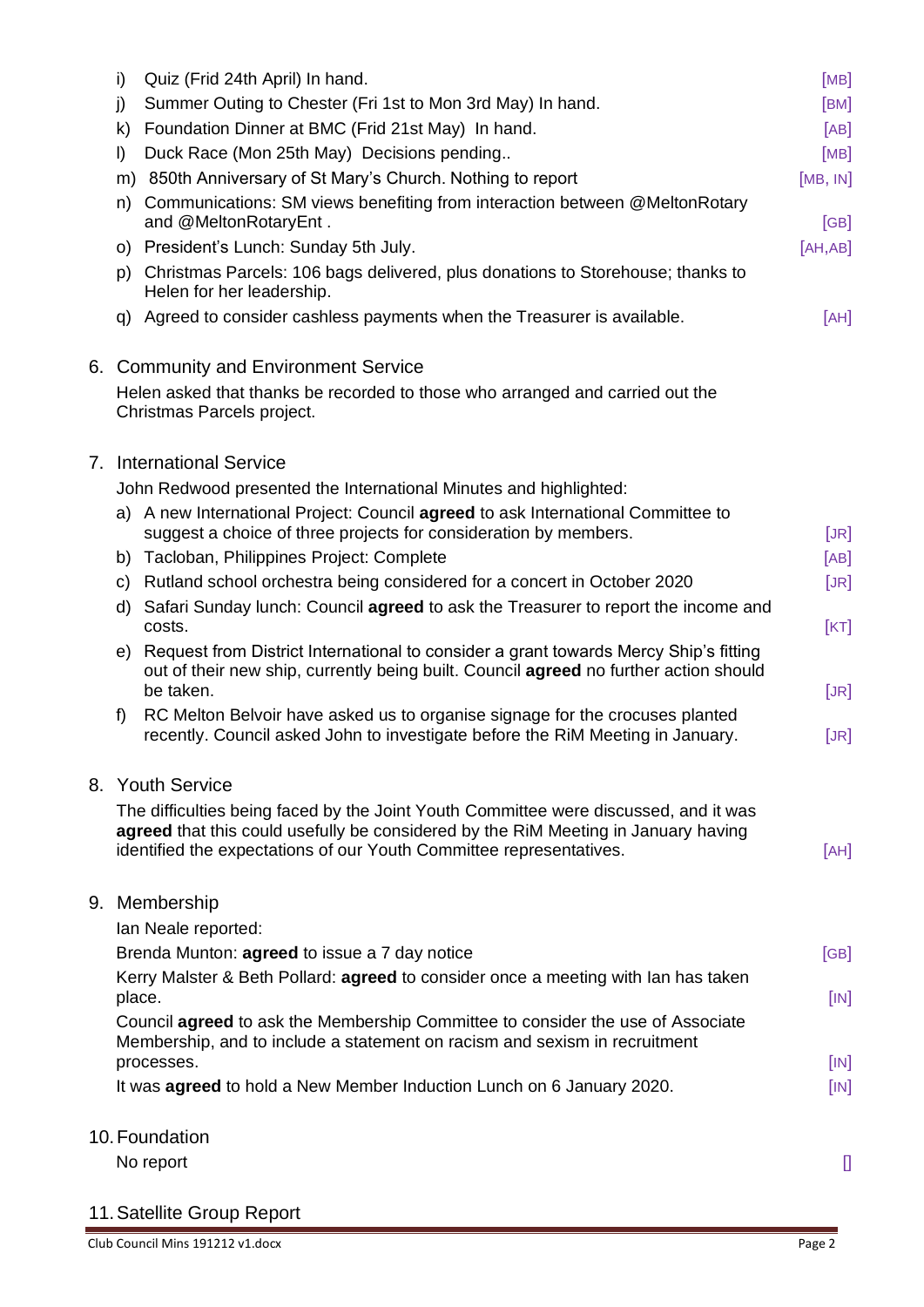i) Quiz (Frid 24th April) In hand. [MB]

j) Summer Outing to Chester (Fri 1st to Mon 3rd May) In hand. [BM]

k) Foundation Dinner at BMC (Frid 21st May) In hand. [AB]

l) Duck Race (Mon 25th May) Decisions pending.. [MB]

m) 850th Anniversary of St Mary's Church. Nothing to report [MB, IN]

n) Communications: SM views benefiting from interaction between @MeltonRotary and @MeltonRotaryEnt . [GB]

o) President's Lunch: Sunday 5th July. [AH,AB]

p) Christmas Parcels: 106 bags delivered, plus donations to Storehouse; thanks to Helen for her leadership.

q) Agreed to consider cashless payments when the Treasurer is available. [AH]

## 6. Community and Environment Service

Helen asked that thanks be recorded to those who arranged and carried out the Christmas Parcels project.

## 7. International Service

John Redwood presented the International Minutes and highlighted:

a) A new International Project: Council **agreed** to ask International Committee to suggest a choice of three projects for consideration by members. [JR]

b) Tacloban, Philippines Project: Complete [AB]

c) Rutland school orchestra being considered for a concert in October 2020 [JR]

d) Safari Sunday lunch: Council **agreed** to ask the Treasurer to report the income and costs. [KT]

e) Request from District International to consider a grant towards Mercy Ship's fitting out of their new ship, currently being built. Council **agreed** no further action should be taken. [JR]

f) RC Melton Belvoir have asked us to organise signage for the crocuses planted recently. Council asked John to investigate before the RiM Meeting in January. [JR]

## 8. Youth Service

The difficulties being faced by the Joint Youth Committee were discussed, and it was **agreed** that this could usefully be considered by the RiM Meeting in January having identified the expectations of our Youth Committee representatives. [AH]

## 9. Membership

Ian Neale reported:

Brenda Munton: **agreed** to issue a 7 day notice [GB]

Kerry Malster & Beth Pollard: **agreed** to consider once a meeting with Ian has taken place. [IN]

Council **agreed** to ask the Membership Committee to consider the use of Associate Membership, and to include a statement on racism and sexism in recruitment processes. [IN]

It was **agreed** to hold a New Member Induction Lunch on 6 January 2020. [IN]

## 10. Foundation

No report []

## 11. Satellite Group Report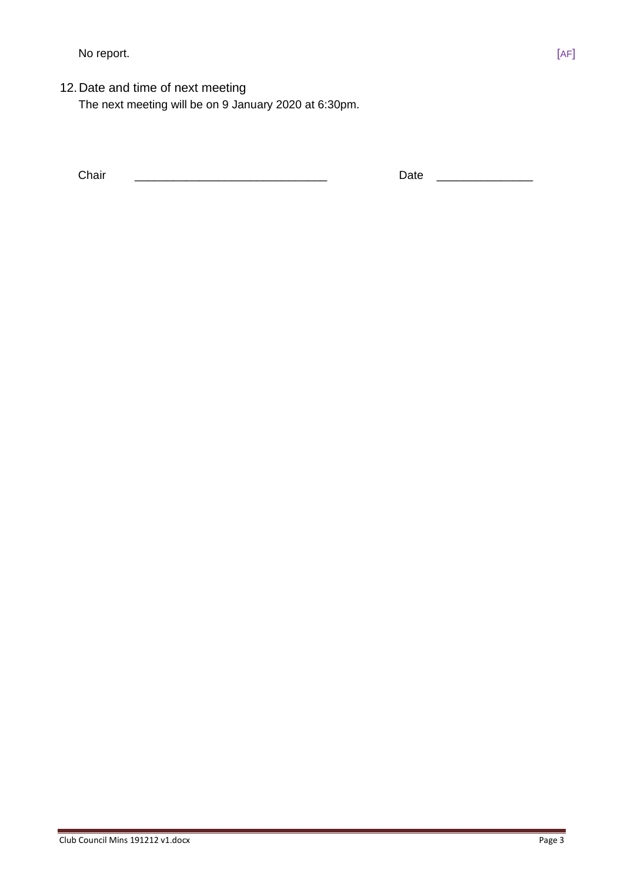No report. [AF]

12. Date and time of next meeting

The next meeting will be on 9 January 2020 at 6:30pm.

Chair \_\_\_\_\_\_\_\_\_\_\_\_\_\_\_\_\_\_\_\_\_\_\_\_\_\_\_\_\_\_ Date \_\_\_\_\_\_\_\_\_\_\_\_\_\_\_